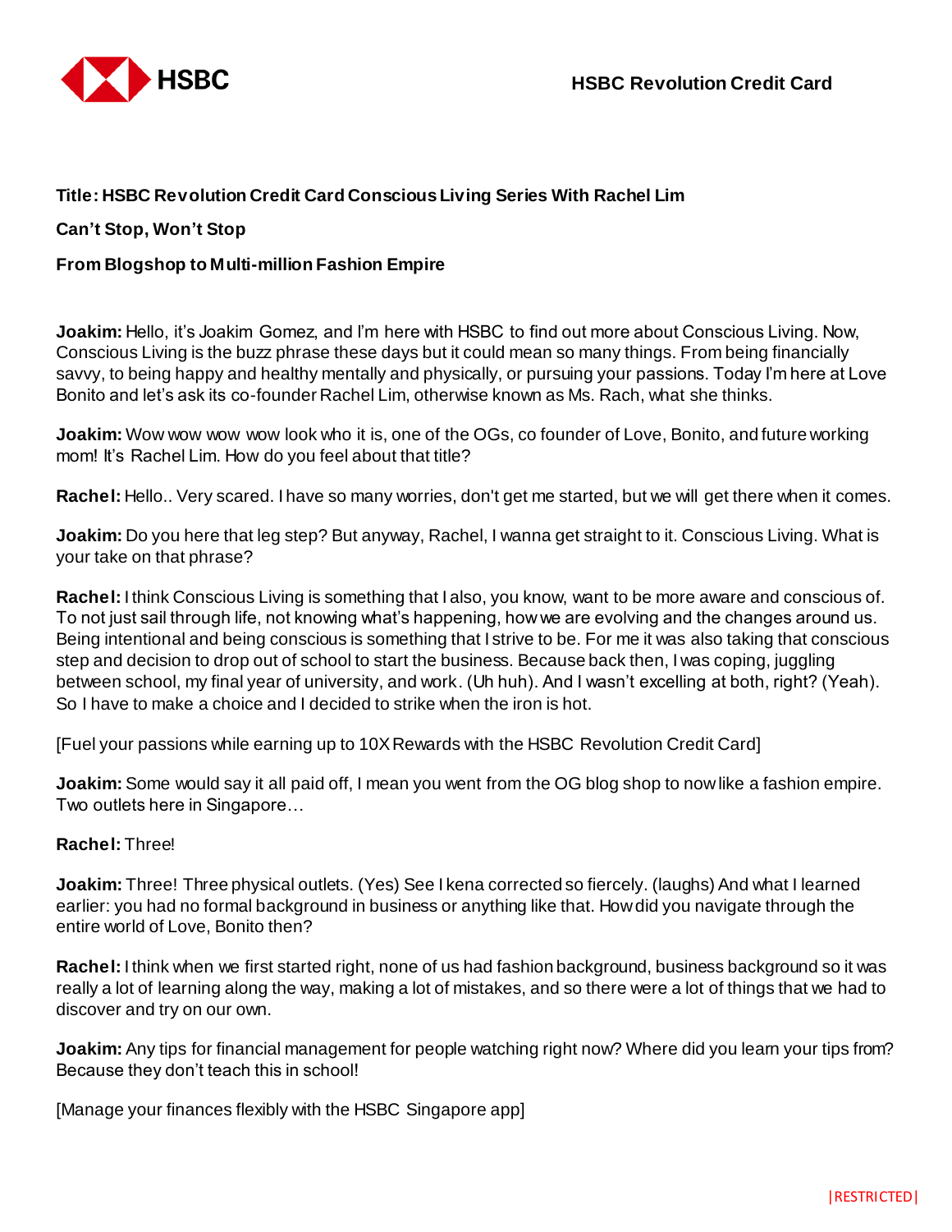**Title: HSBC Revolution Credit Card Conscious Living Series With Rachel Lim**

**Can't Stop, Won't Stop**

**From Blogshop to Multi-million Fashion Empire**

**Joakim:** Hello, it's Joakim Gomez, and I'm here with HSBC to find out more about Conscious Living. Now, Conscious Living is the buzz phrase these days but it could mean so many things. From being financially savvy, to being happy and healthy mentally and physically, or pursuing your passions. Today I'm here at Love Bonito and let's ask its co-founder Rachel Lim, otherwise known as Ms. Rach, what she thinks.

**Joakim:** Wow wow wow wow look who it is, one of the OGs, co founder of Love, Bonito, and future working mom! It's Rachel Lim. How do you feel about that title?

**Rachel:** Hello.. Very scared. I have so many worries, don't get me started, but we will get there when it comes.

**Joakim:** Do you here that leg step? But anyway, Rachel, I wanna get straight to it. Conscious Living. What is your take on that phrase?

**Rachel:** I think Conscious Living is something that I also, you know, want to be more aware and conscious of. To not just sail through life, not knowing what's happening, how we are evolving and the changes around us. Being intentional and being conscious is something that I strive to be. For me it was also taking that conscious step and decision to drop out of school to start the business. Because back then, I was coping, juggling between school, my final year of university, and work. (Uh huh). And I wasn't excelling at both, right? (Yeah). So I have to make a choice and I decided to strike when the iron is hot.

[Fuel your passions while earning up to 10X Rewards with the HSBC Revolution Credit Card]

**Joakim:** Some would say it all paid off, I mean you went from the OG blog shop to now like a fashion empire. Two outlets here in Singapore…

**Rachel:** Three!

**Joakim:** Three! Three physical outlets. (Yes) See I kena corrected so fiercely. (laughs) And what I learned earlier: you had no formal background in business or anything like that. How did you navigate through the entire world of Love, Bonito then?

**Rachel:** I think when we first started right, none of us had fashion background, business background so it was really a lot of learning along the way, making a lot of mistakes, and so there were a lot of things that we had to discover and try on our own.

**Joakim:** Any tips for financial management for people watching right now? Where did you learn your tips from? Because they don't teach this in school!

[Manage your finances flexibly with the HSBC Singapore app]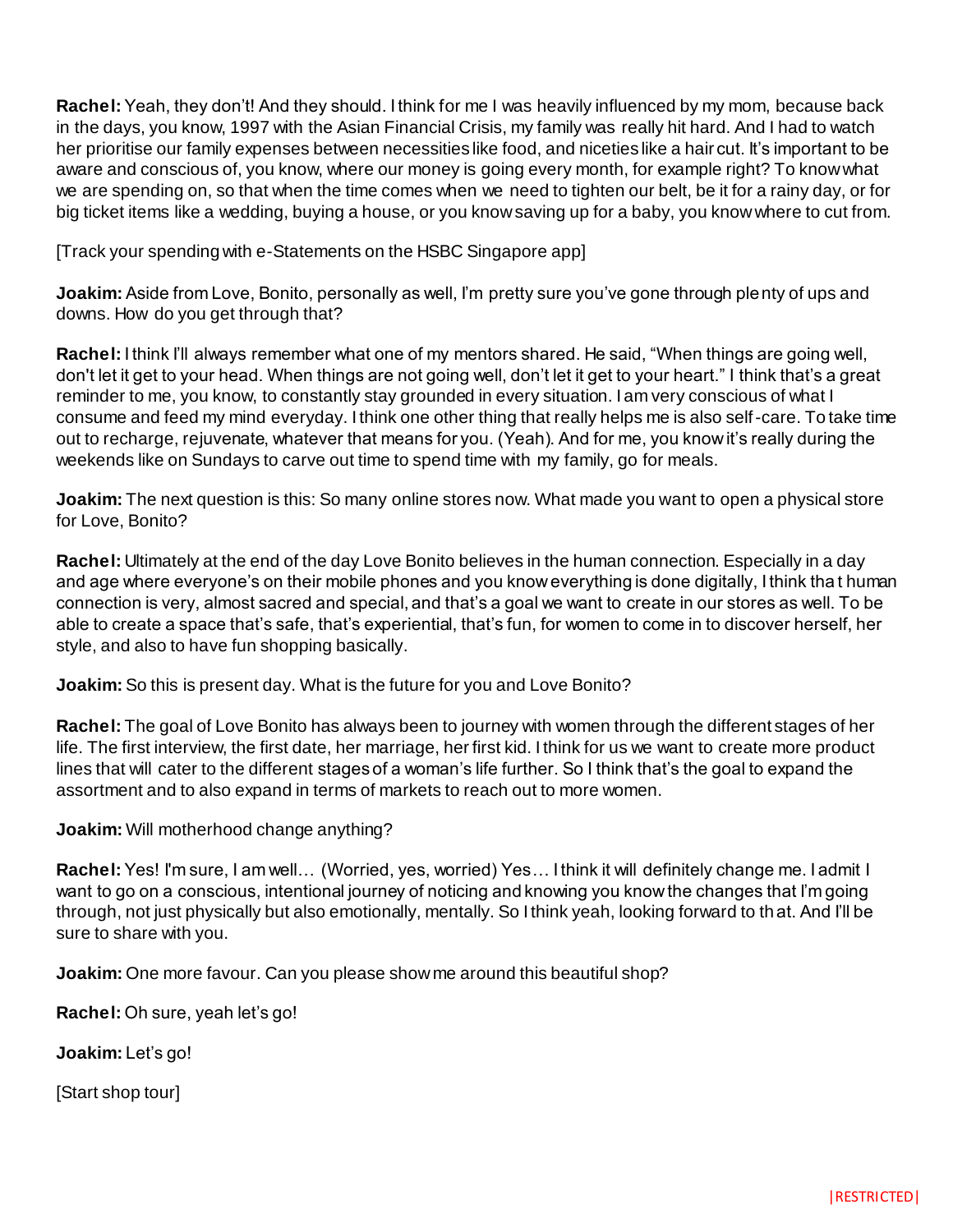**Rachel:** Yeah, they don't! And they should. I think for me I was heavily influenced by my mom, because back in the days, you know, 1997 with the Asian Financial Crisis, my family was really hit hard. And I had to watch her prioritise our family expenses between necessities like food, and niceties like a hair cut. It's important to be aware and conscious of, you know, where our money is going every month, for example right? To know what we are spending on, so that when the time comes when we need to tighten our belt, be it for a rainy day, or for big ticket items like a wedding, buying a house, or you know saving up for a baby, you know where to cut from.

[Track your spending with e-Statements on the HSBC Singapore app]

**Joakim:** Aside from Love, Bonito, personally as well, I'm pretty sure you've gone through plenty of ups and downs. How do you get through that?

**Rachel:** I think I'll always remember what one of my mentors shared. He said, "When things are going well, don't let it get to your head. When things are not going well, don't let it get to your heart." I think that's a great reminder to me, you know, to constantly stay grounded in every situation. I am very conscious of what I consume and feed my mind everyday. I think one other thing that really helps me is also self-care. To take time out to recharge, rejuvenate, whatever that means for you. (Yeah). And for me, you know it's really during the weekends like on Sundays to carve out time to spend time with my family, go for meals.

**Joakim:** The next question is this: So many online stores now. What made you want to open a physical store for Love, Bonito?

**Rachel:** Ultimately at the end of the day Love Bonito believes in the human connection. Especially in a day and age where everyone's on their mobile phones and you know everything is done digitally, I think that human connection is very, almost sacred and special, and that's a goal we want to create in our stores as well. To be able to create a space that's safe, that's experiential, that's fun, for women to come in to discover herself, her style, and also to have fun shopping basically.

**Joakim:** So this is present day. What is the future for you and Love Bonito?

**Rachel:** The goal of Love Bonito has always been to journey with women through the different stages of her life. The first interview, the first date, her marriage, her first kid. I think for us we want to create more product lines that will cater to the different stages of a woman's life further. So I think that's the goal to expand the assortment and to also expand in terms of markets to reach out to more women.

**Joakim:** Will motherhood change anything?

**Rachel:** Yes! I'm sure, I am well… (Worried, yes, worried) Yes… I think it will definitely change me. I admit I want to go on a conscious, intentional journey of noticing and knowing you know the changes that I'm going through, not just physically but also emotionally, mentally. So I think yeah, looking forward to that. And I'll be sure to share with you.

**Joakim:** One more favour. Can you please show me around this beautiful shop?

**Rachel:** Oh sure, yeah let's go!

**Joakim:** Let's go!

[Start shop tour]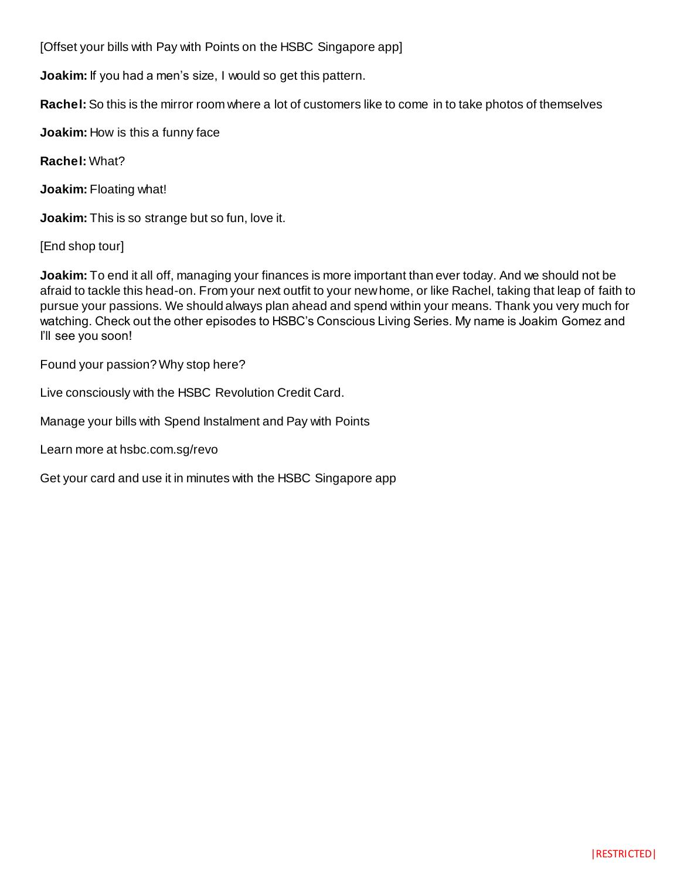[Offset your bills with Pay with Points on the HSBC Singapore app]

**Joakim:** If you had a men's size, I would so get this pattern.

**Rachel:** So this is the mirror room where a lot of customers like to come in to take photos of themselves

**Joakim:** How is this a funny face

**Rachel:** What?

**Joakim:** Floating what!

**Joakim:** This is so strange but so fun, love it.

[End shop tour]

**Joakim:** To end it all off, managing your finances is more important than ever today. And we should not be afraid to tackle this head-on. From your next outfit to your new home, or like Rachel, taking that leap of faith to pursue your passions. We should always plan ahead and spend within your means. Thank you very much for watching. Check out the other episodes to HSBC's Conscious Living Series. My name is Joakim Gomez and I'll see you soon!

Found your passion? Why stop here?

Live consciously with the HSBC Revolution Credit Card.

Manage your bills with Spend Instalment and Pay with Points

Learn more at hsbc.com.sg/revo

Get your card and use it in minutes with the HSBC Singapore app